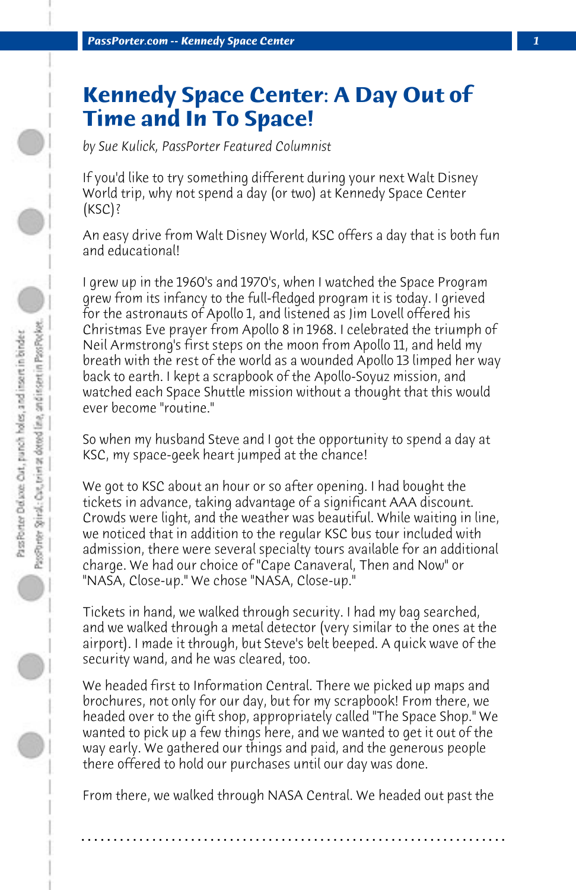# Kennedy Space Center: A Day Out of Time and In To Space!

*by Sue Kulick, PassPorter Featured Columnist*

If you'd like to try something different during your next Walt Disney World trip, why not spend a day (or two) at Kennedy Space Center (KSC)?

An easy drive from Walt Disney World, KSC offers a day that is both fun and educational!

I grew up in the 1960's and 1970's, when I watched the Space Program grew from its infancy to the full-fledged program it is today. I grieved for the astronauts of Apollo 1, and listened as Jim Lovell offered his Christmas Eve prayer from Apollo 8 in 1968. I celebrated the triumph of Neil Armstrong's first steps on the moon from Apollo 11, and held my breath with the rest of the world as a wounded Apollo 13 limped her way back to earth. I kept a scrapbook of the Apollo-Soyuz mission, and watched each Space Shuttle mission without a thought that this would ever become "routine."

So when my husband Steve and I got the opportunity to spend a day at KSC, my space-geek heart jumped at the chance!

We got to KSC about an hour or so after opening. I had bought the tickets in advance, taking advantage of a significant AAA discount. Crowds were light, and the weather was beautiful. While waiting in line, we noticed that in addition to the regular KSC bus tour included with admission, there were several specialty tours available for an additional charge. We had our choice of "Cape Canaveral, Then and Now" or "NASA, Close-up." We chose "NASA, Close-up."

Tickets in hand, we walked through security. I had my bag searched, and we walked through a metal detector (very similar to the ones at the airport). I made it through, but Steve's belt beeped. A quick wave of the security wand, and he was cleared, too.

We headed first to Information Central. There we picked up maps and brochures, not only for our day, but for my scrapbook! From there, we headed over to the gift shop, appropriately called "The Space Shop." We wanted to pick up a few things here, and we wanted to get it out of the way early. We gathered our things and paid, and the generous people there offered to hold our purchases until our day was done.

From there, we walked through NASA Central. We headed out past the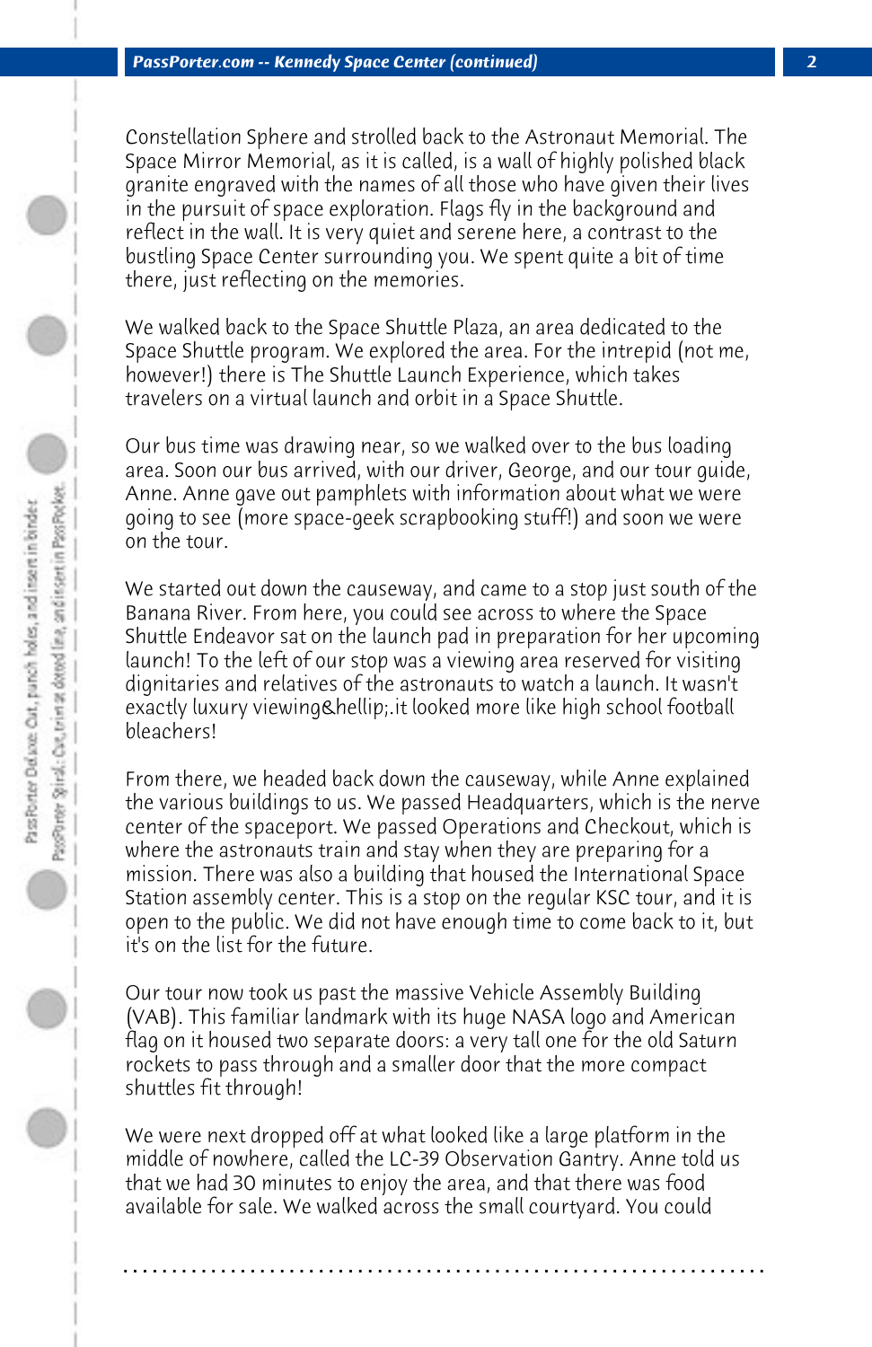Constellation Sphere and strolled back to the Astronaut Memorial. The Space Mirror Memorial, as it is called, is a wall of highly polished black granite engraved with the names of all those who have given their lives in the pursuit of space exploration. Flags fly in the background and reflect in the wall. It is very quiet and serene here, a contrast to the bustling Space Center surrounding you. We spent quite a bit of time there, just reflecting on the memories.

We walked back to the Space Shuttle Plaza, an area dedicated to the Space Shuttle program. We explored the area. For the intrepid (not me, however!) there is The Shuttle Launch Experience, which takes travelers on a virtual launch and orbit in a Space Shuttle.

Our bus time was drawing near, so we walked over to the bus loading area. Soon our bus arrived, with our driver, George, and our tour guide, Anne. Anne gave out pamphlets with information about what we were going to see (more space-geek scrapbooking stuff!) and soon we were on the tour.

We started out down the causeway, and came to a stop just south of the Banana River. From here, you could see across to where the Space Shuttle Endeavor sat on the launch pad in preparation for her upcoming launch! To the left of our stop was a viewing area reserved for visiting dignitaries and relatives of the astronauts to watch a launch. It wasn't exactly luxury viewing&hellip;.it looked more like high school football bleachers!

From there, we headed back down the causeway, while Anne explained the various buildings to us. We passed Headquarters, which is the nerve center of the spaceport. We passed Operations and Checkout, which is where the astronauts train and stay when they are preparing for a mission. There was also a building that housed the International Space Station assembly center. This is a stop on the regular KSC tour, and it is open to the public. We did not have enough time to come back to it, but it's on the list for the future.

Our tour now took us past the massive Vehicle Assembly Building (VAB). This familiar landmark with its huge NASA logo and American flag on it housed two separate doors: a very tall one for the old Saturn rockets to pass through and a smaller door that the more compact shuttles fit through!

We were next dropped off at what looked like a large platform in the middle of nowhere, called the LC-39 Observation Gantry. Anne told us that we had 30 minutes to enjoy the area, and that there was food available for sale. We walked across the small courtyard. You could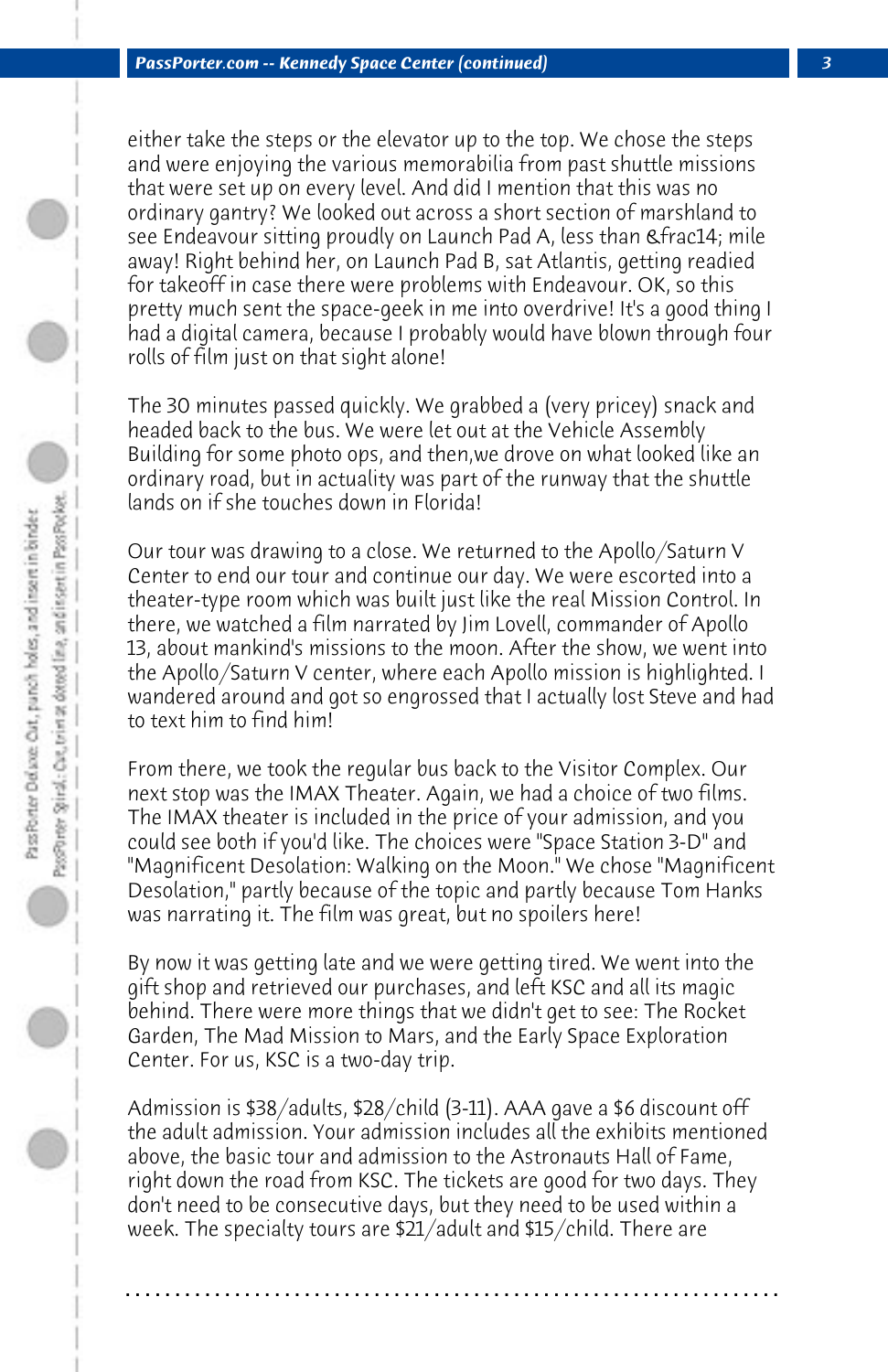either take the steps or the elevator up to the top. We chose the steps and were enjoying the various memorabilia from past shuttle missions that were set up on every level. And did I mention that this was no ordinary gantry? We looked out across a short section of marshland to see Endeavour sitting proudly on Launch Pad A, less than &frac14; mile away! Right behind her, on Launch Pad B, sat Atlantis, getting readied for takeoff in case there were problems with Endeavour. OK, so this pretty much sent the space-geek in me into overdrive! It's a good thing I had a digital camera, because I probably would have blown through four rolls of film just on that sight alone!

The 30 minutes passed quickly. We grabbed a (very pricey) snack and headed back to the bus. We were let out at the Vehicle Assembly Building for some photo ops, and then,we drove on what looked like an ordinary road, but in actuality was part of the runway that the shuttle lands on if she touches down in Florida!

Our tour was drawing to a close. We returned to the Apollo/Saturn V Center to end our tour and continue our day. We were escorted into a theater-type room which was built just like the real Mission Control. In there, we watched a film narrated by Jim Lovell, commander of Apollo 13, about mankind's missions to the moon. After the show, we went into the Apollo/Saturn V center, where each Apollo mission is highlighted. I wandered around and got so engrossed that I actually lost Steve and had to text him to find him!

From there, we took the regular bus back to the Visitor Complex. Our next stop was the IMAX Theater. Again, we had a choice of two films. The IMAX theater is included in the price of your admission, and you could see both if you'd like. The choices were "Space Station 3-D" and "Magnificent Desolation: Walking on the Moon." We chose "Magnificent Desolation," partly because of the topic and partly because Tom Hanks was narrating it. The film was great, but no spoilers here!

By now it was getting late and we were getting tired. We went into the gift shop and retrieved our purchases, and left KSC and all its magic behind. There were more things that we didn't get to see: The Rocket Garden, The Mad Mission to Mars, and the Early Space Exploration Center. For us, KSC is a two-day trip.

Admission is $38/adults, $28/child (3-11). AAA gave a $6 discount off the adult admission. Your admission includes all the exhibits mentioned above, the basic tour and admission to the Astronauts Hall of Fame, right down the road from KSC. The tickets are good for two days. They don't need to be consecutive days, but they need to be used within a week. The specialty tours are $21/adult and $15/child. There are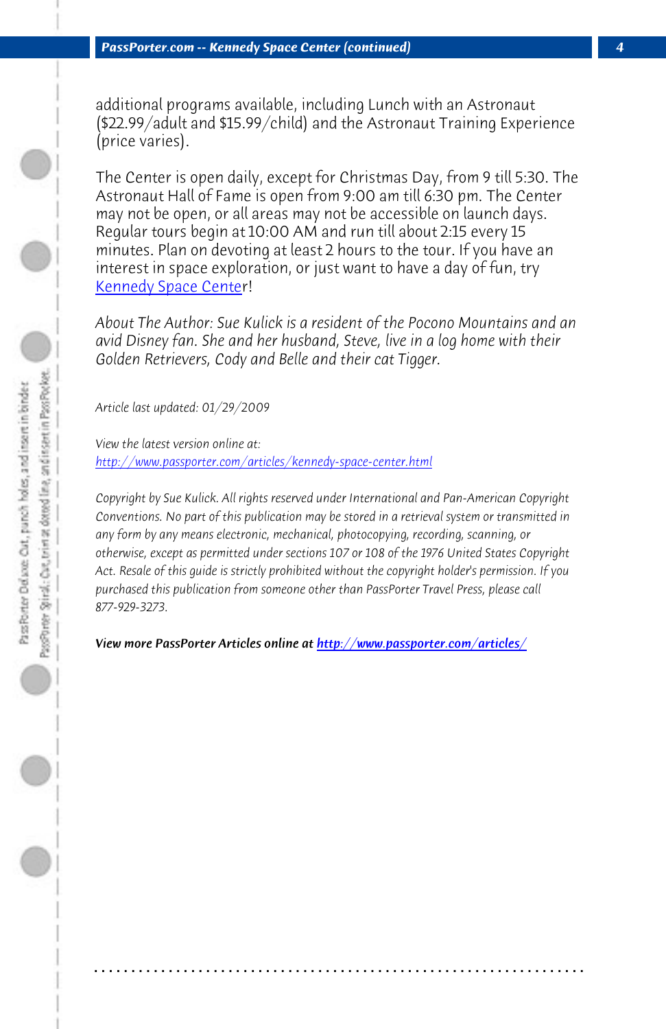additional programs available, including Lunch with an Astronaut ($22.99/adult and $15.99/child) and the Astronaut Training Experience (price varies).

The Center is open daily, except for Christmas Day, from 9 till 5:30. The Astronaut Hall of Fame is open from 9:00 am till 6:30 pm. The Center may not be open, or all areas may not be accessible on launch days. Regular tours begin at 10:00 AM and run till about 2:15 every 15 minutes. Plan on devoting at least 2 hours to the tour. If you have an interest in space exploration, or just want to have a day of fun, try Kennedy Space Center!

*About The Author: Sue Kulick is a resident of the Pocono Mountains and an avid Disney fan. She and her husband, Steve, live in a log home with their Golden Retrievers, Cody and Belle and their cat Tigger.*

*Article last updated: 01/29/2009*

*View the latest version online at:*
*http://www.passporter.com/articles/kennedy-space-center.html*

*Copyright by Sue Kulick. All rights reserved under International and Pan-American Copyright Conventions. No part of this publication may be stored in a retrieval system or transmitted in any form by any means electronic, mechanical, photocopying, recording, scanning, or otherwise, except as permitted under sections 107 or 108 of the 1976 United States Copyright Act. Resale of this guide is strictly prohibited without the copyright holder's permission. If you purchased this publication from someone other than PassPorter Travel Press, please call 877-929-3273.*

***View more PassPorter Articles online at http://www.passporter.com/articles/***